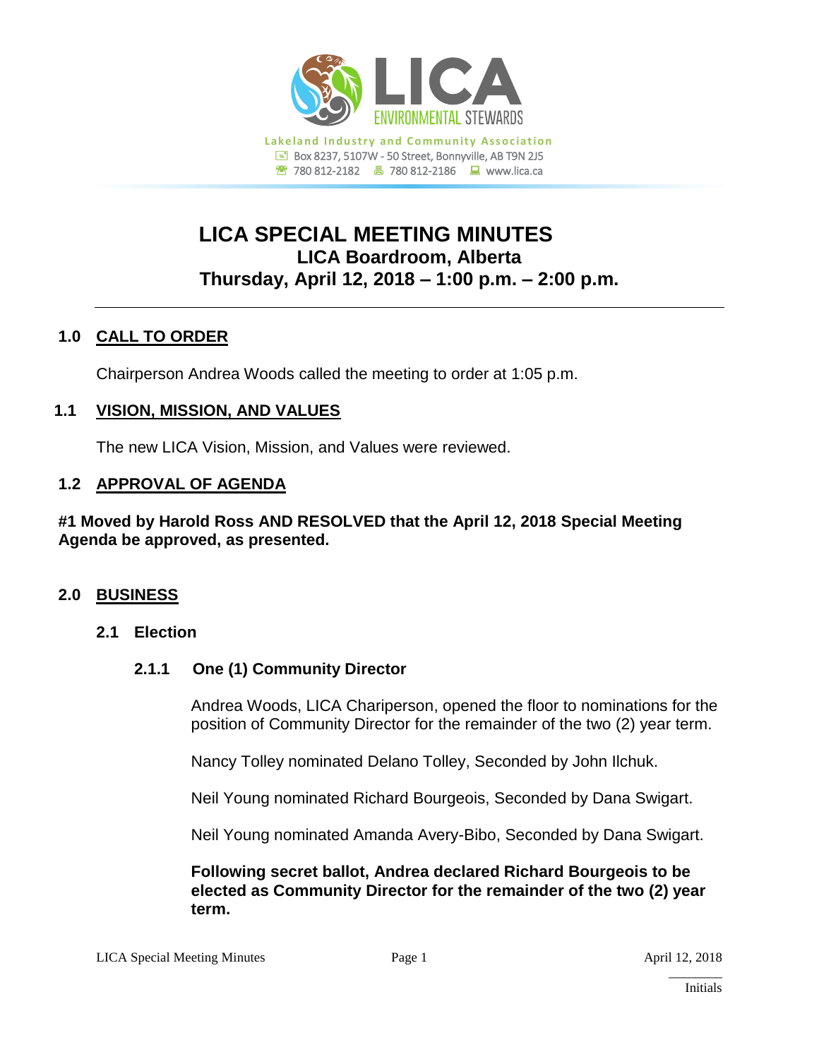LICA ENVIRONMENTAL STEWARDS

Lakeland Industry and Community Association
Box 8237, 5107W - 50 Street, Bonnyville, AB T9N 2J5
780 812-2182 780 812-2186 www.lica.ca

# LICA SPECIAL MEETING MINUTES
## LICA Boardroom, Alberta
## Thursday, April 12, 2018 – 1:00 p.m. – 2:00 p.m.

---

### 1.0 CALL TO ORDER

Chairperson Andrea Woods called the meeting to order at 1:05 p.m.

### 1.1 VISION, MISSION, AND VALUES

The new LICA Vision, Mission, and Values were reviewed.

### 1.2 APPROVAL OF AGENDA

**#1 Moved by Harold Ross AND RESOLVED that the April 12, 2018 Special Meeting Agenda be approved, as presented.**

### 2.0 BUSINESS

#### 2.1 Election

##### 2.1.1 One (1) Community Director

Andrea Woods, LICA Chariperson, opened the floor to nominations for the position of Community Director for the remainder of the two (2) year term.

Nancy Tolley nominated Delano Tolley, Seconded by John Ilchuk.

Neil Young nominated Richard Bourgeois, Seconded by Dana Swigart.

Neil Young nominated Amanda Avery-Bibo, Seconded by Dana Swigart.

**Following secret ballot, Andrea declared Richard Bourgeois to be elected as Community Director for the remainder of the two (2) year term.**

Initials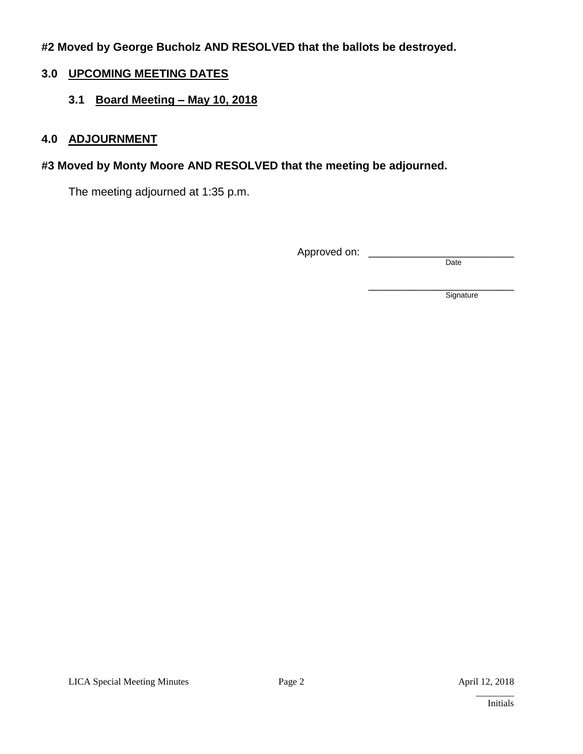**#2 Moved by George Bucholz AND RESOLVED that the ballots be destroyed.**

## 3.0 UPCOMING MEETING DATES

### 3.1 Board Meeting – May 10, 2018

## 4.0 ADJOURNMENT

**#3 Moved by Monty Moore AND RESOLVED that the meeting be adjourned.**

The meeting adjourned at 1:35 p.m.

Approved on: ________________________
Date

________________________
Signature

________
Initials